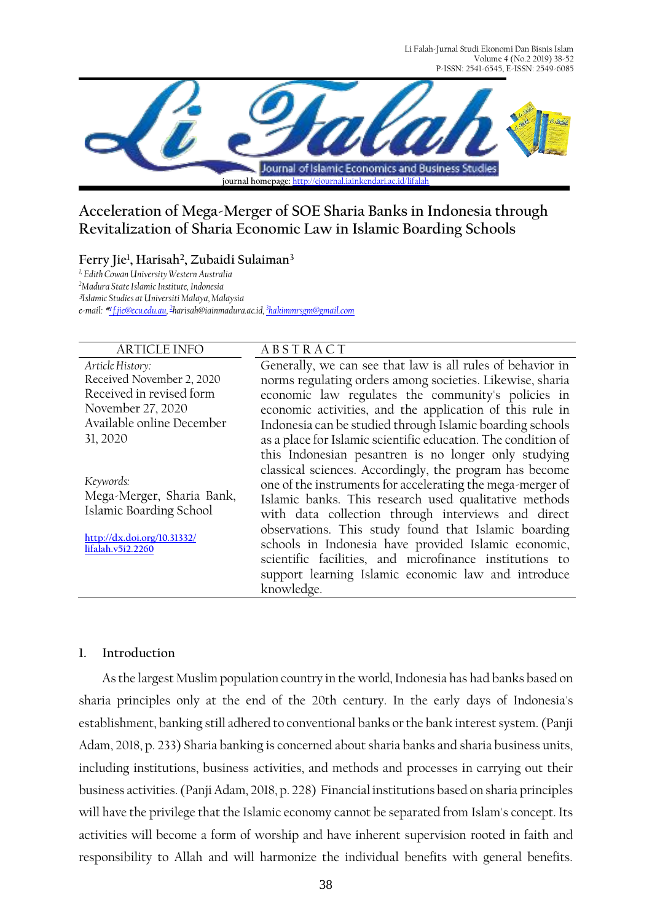# Acceleration of Mega-Merger of SOE Sharia Banks in Indonesia through Revitalization of Sharia Economic Law in Islamic Boarding Schools

**Ferry Jie[1], Harisah[2], Zubaidi Sulaiman[3]**

*[1] Edith Cowan University Western Australia*
*[2] Madura State Islamic Institute, Indonesia*
*[3] Islamic Studies at Universiti Malaya, Malaysia*
*e-mail: *[1] f.jie@ecu.edu.au, [2] harisah@iainmadura.ac.id, [3] hakimmrsgm@gmail.com*

| ARTICLE INFO | ABSTRACT |
|---|---|
| *Article History:* Received November 2, 2020 Received in revised form November 27, 2020 Available online December 31, 2020 *Keywords:* Mega-Merger, Sharia Bank, Islamic Boarding School http://dx.doi.org/10.31332/lifalah.v5i2.2260 | Generally, we can see that law is all rules of behavior in norms regulating orders among societies. Likewise, sharia economic law regulates the community's policies in economic activities, and the application of this rule in Indonesia can be studied through Islamic boarding schools as a place for Islamic scientific education. The condition of this Indonesian pesantren is no longer only studying classical sciences. Accordingly, the program has become one of the instruments for accelerating the mega-merger of Islamic banks. This research used qualitative methods with data collection through interviews and direct observations. This study found that Islamic boarding schools in Indonesia have provided Islamic economic, scientific facilities, and microfinance institutions to support learning Islamic economic law and introduce knowledge. |

## 1. Introduction

As the largest Muslim population country in the world, Indonesia has had banks based on sharia principles only at the end of the 20th century. In the early days of Indonesia's establishment, banking still adhered to conventional banks or the bank interest system. (Panji Adam, 2018, p. 233) Sharia banking is concerned about sharia banks and sharia business units, including institutions, business activities, and methods and processes in carrying out their business activities. (Panji Adam, 2018, p. 228) Financial institutions based on sharia principles will have the privilege that the Islamic economy cannot be separated from Islam's concept. Its activities will become a form of worship and have inherent supervision rooted in faith and responsibility to Allah and will harmonize the individual benefits with general benefits.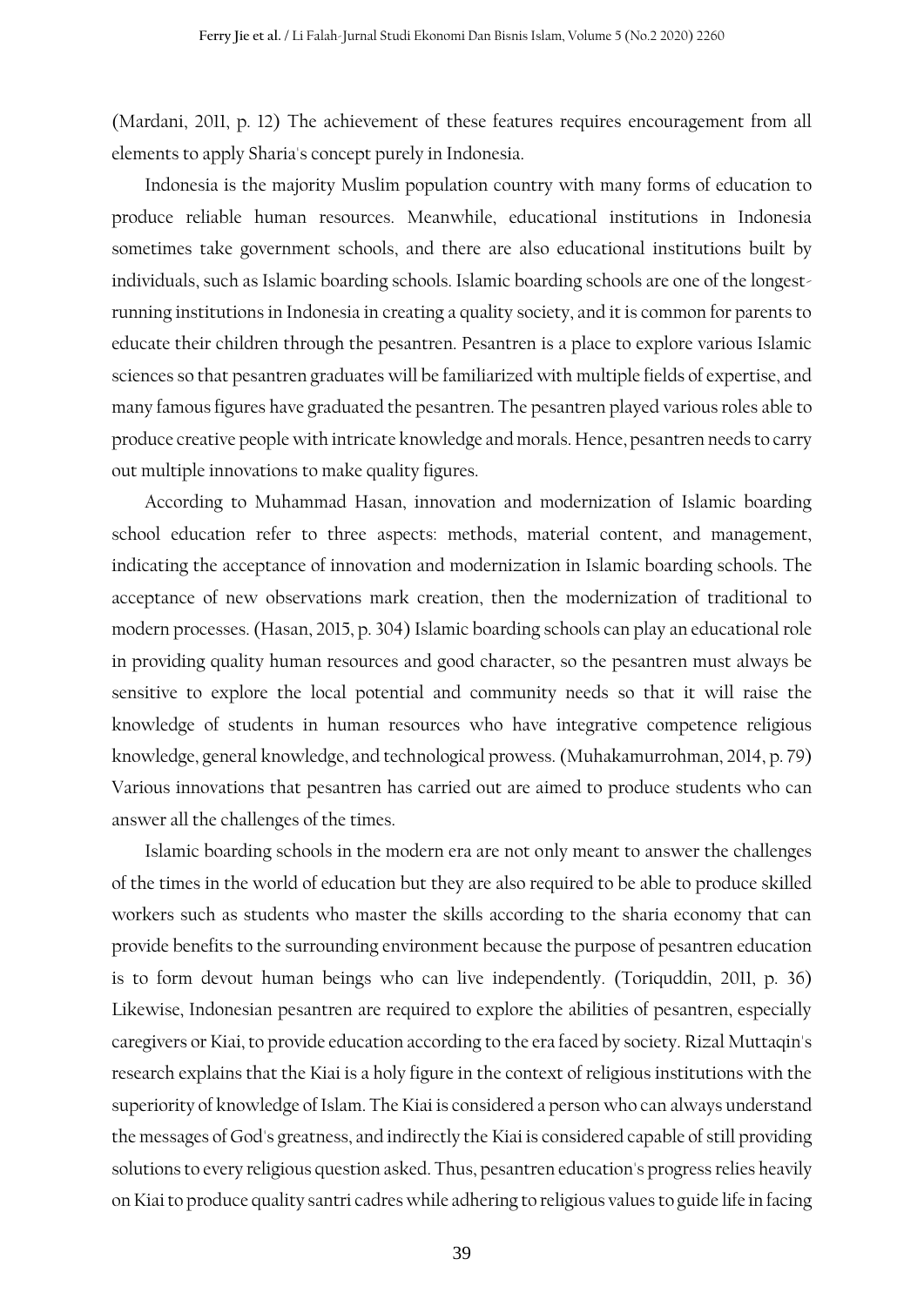(Mardani, 2011, p. 12) The achievement of these features requires encouragement from all elements to apply Sharia's concept purely in Indonesia.

Indonesia is the majority Muslim population country with many forms of education to produce reliable human resources. Meanwhile, educational institutions in Indonesia sometimes take government schools, and there are also educational institutions built by individuals, such as Islamic boarding schools. Islamic boarding schools are one of the longest-running institutions in Indonesia in creating a quality society, and it is common for parents to educate their children through the pesantren. Pesantren is a place to explore various Islamic sciences so that pesantren graduates will be familiarized with multiple fields of expertise, and many famous figures have graduated the pesantren. The pesantren played various roles able to produce creative people with intricate knowledge and morals. Hence, pesantren needs to carry out multiple innovations to make quality figures.

According to Muhammad Hasan, innovation and modernization of Islamic boarding school education refer to three aspects: methods, material content, and management, indicating the acceptance of innovation and modernization in Islamic boarding schools. The acceptance of new observations mark creation, then the modernization of traditional to modern processes. (Hasan, 2015, p. 304) Islamic boarding schools can play an educational role in providing quality human resources and good character, so the pesantren must always be sensitive to explore the local potential and community needs so that it will raise the knowledge of students in human resources who have integrative competence religious knowledge, general knowledge, and technological prowess. (Muhakamurrohman, 2014, p. 79) Various innovations that pesantren has carried out are aimed to produce students who can answer all the challenges of the times.

Islamic boarding schools in the modern era are not only meant to answer the challenges of the times in the world of education but they are also required to be able to produce skilled workers such as students who master the skills according to the sharia economy that can provide benefits to the surrounding environment because the purpose of pesantren education is to form devout human beings who can live independently. (Toriquddin, 2011, p. 36) Likewise, Indonesian pesantren are required to explore the abilities of pesantren, especially caregivers or Kiai, to provide education according to the era faced by society. Rizal Muttaqin's research explains that the Kiai is a holy figure in the context of religious institutions with the superiority of knowledge of Islam. The Kiai is considered a person who can always understand the messages of God's greatness, and indirectly the Kiai is considered capable of still providing solutions to every religious question asked. Thus, pesantren education's progress relies heavily on Kiai to produce quality santri cadres while adhering to religious values to guide life in facing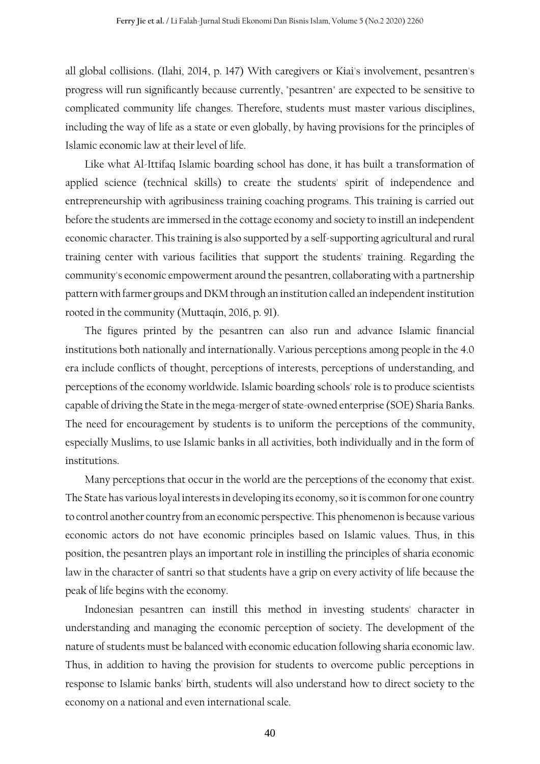all global collisions. (Ilahi, 2014, p. 147) With caregivers or Kiai's involvement, pesantren's progress will run significantly because currently, "pesantren" are expected to be sensitive to complicated community life changes. Therefore, students must master various disciplines, including the way of life as a state or even globally, by having provisions for the principles of Islamic economic law at their level of life.

Like what Al-Ittifaq Islamic boarding school has done, it has built a transformation of applied science (technical skills) to create the students' spirit of independence and entrepreneurship with agribusiness training coaching programs. This training is carried out before the students are immersed in the cottage economy and society to instill an independent economic character. This training is also supported by a self-supporting agricultural and rural training center with various facilities that support the students' training. Regarding the community's economic empowerment around the pesantren, collaborating with a partnership pattern with farmer groups and DKM through an institution called an independent institution rooted in the community (Muttaqin, 2016, p. 91).

The figures printed by the pesantren can also run and advance Islamic financial institutions both nationally and internationally. Various perceptions among people in the 4.0 era include conflicts of thought, perceptions of interests, perceptions of understanding, and perceptions of the economy worldwide. Islamic boarding schools' role is to produce scientists capable of driving the State in the mega-merger of state-owned enterprise (SOE) Sharia Banks. The need for encouragement by students is to uniform the perceptions of the community, especially Muslims, to use Islamic banks in all activities, both individually and in the form of institutions.

Many perceptions that occur in the world are the perceptions of the economy that exist. The State has various loyal interests in developing its economy, so it is common for one country to control another country from an economic perspective. This phenomenon is because various economic actors do not have economic principles based on Islamic values. Thus, in this position, the pesantren plays an important role in instilling the principles of sharia economic law in the character of santri so that students have a grip on every activity of life because the peak of life begins with the economy.

Indonesian pesantren can instill this method in investing students' character in understanding and managing the economic perception of society. The development of the nature of students must be balanced with economic education following sharia economic law. Thus, in addition to having the provision for students to overcome public perceptions in response to Islamic banks' birth, students will also understand how to direct society to the economy on a national and even international scale.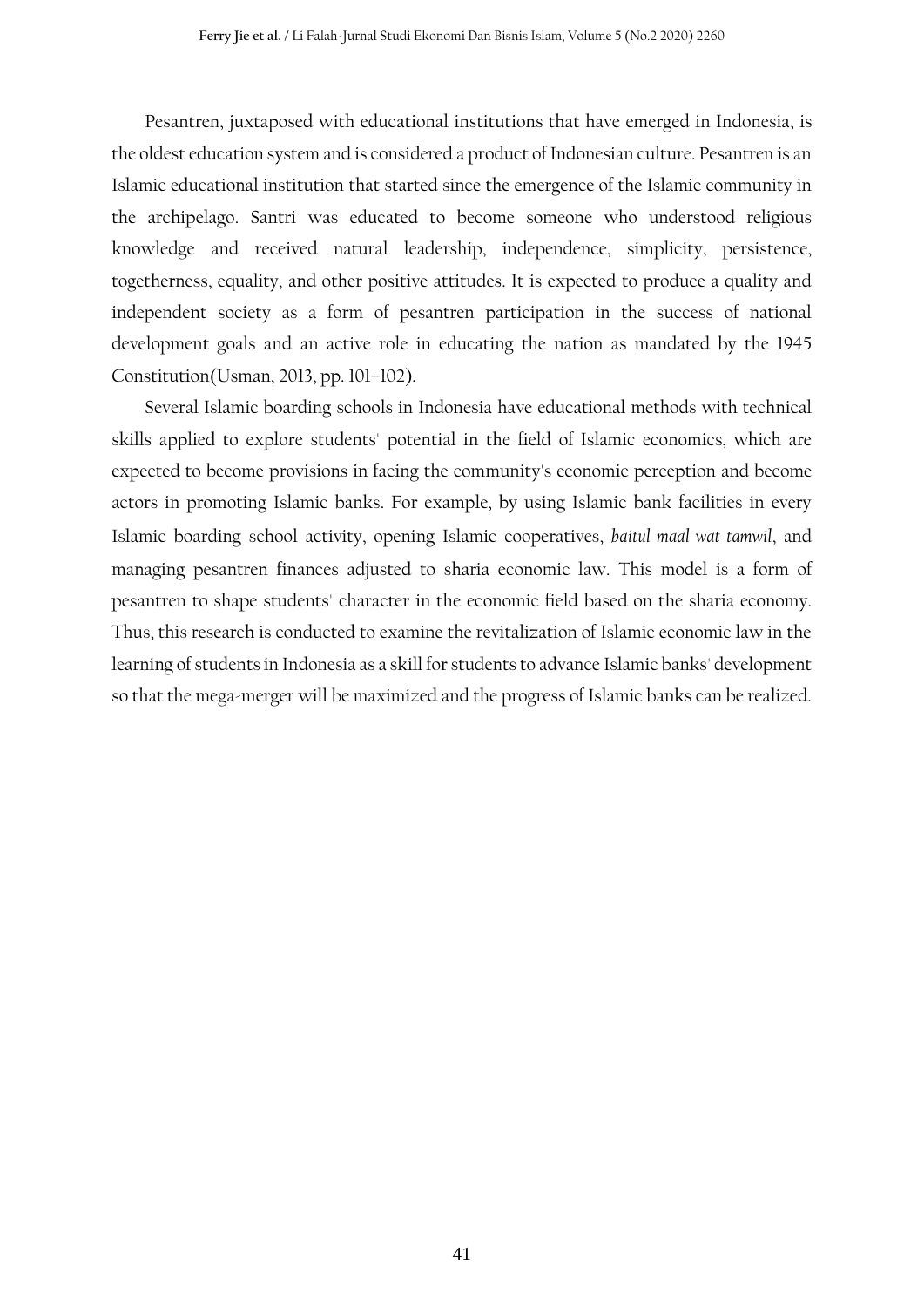Pesantren, juxtaposed with educational institutions that have emerged in Indonesia, is the oldest education system and is considered a product of Indonesian culture. Pesantren is an Islamic educational institution that started since the emergence of the Islamic community in the archipelago. Santri was educated to become someone who understood religious knowledge and received natural leadership, independence, simplicity, persistence, togetherness, equality, and other positive attitudes. It is expected to produce a quality and independent society as a form of pesantren participation in the success of national development goals and an active role in educating the nation as mandated by the 1945 Constitution(Usman, 2013, pp. 101–102).

Several Islamic boarding schools in Indonesia have educational methods with technical skills applied to explore students' potential in the field of Islamic economics, which are expected to become provisions in facing the community's economic perception and become actors in promoting Islamic banks. For example, by using Islamic bank facilities in every Islamic boarding school activity, opening Islamic cooperatives, *baitul maal wat tamwil*, and managing pesantren finances adjusted to sharia economic law. This model is a form of pesantren to shape students' character in the economic field based on the sharia economy. Thus, this research is conducted to examine the revitalization of Islamic economic law in the learning of students in Indonesia as a skill for students to advance Islamic banks' development so that the mega-merger will be maximized and the progress of Islamic banks can be realized.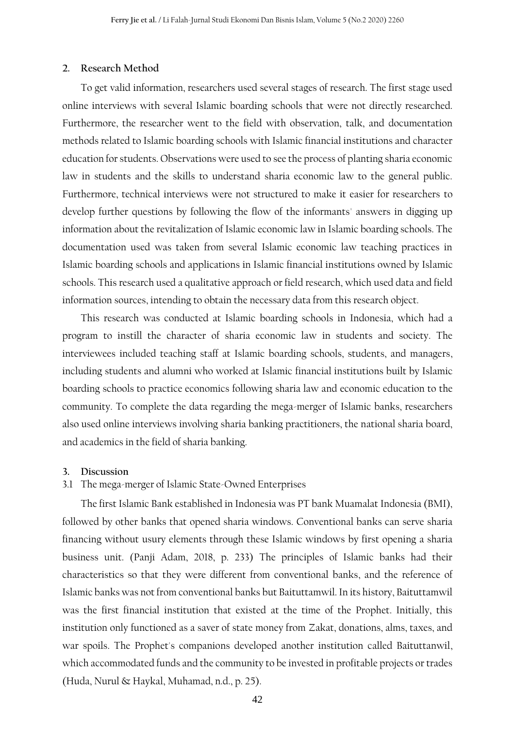## 2. Research Method

To get valid information, researchers used several stages of research. The first stage used online interviews with several Islamic boarding schools that were not directly researched. Furthermore, the researcher went to the field with observation, talk, and documentation methods related to Islamic boarding schools with Islamic financial institutions and character education for students. Observations were used to see the process of planting sharia economic law in students and the skills to understand sharia economic law to the general public. Furthermore, technical interviews were not structured to make it easier for researchers to develop further questions by following the flow of the informants' answers in digging up information about the revitalization of Islamic economic law in Islamic boarding schools. The documentation used was taken from several Islamic economic law teaching practices in Islamic boarding schools and applications in Islamic financial institutions owned by Islamic schools. This research used a qualitative approach or field research, which used data and field information sources, intending to obtain the necessary data from this research object.

This research was conducted at Islamic boarding schools in Indonesia, which had a program to instill the character of sharia economic law in students and society. The interviewees included teaching staff at Islamic boarding schools, students, and managers, including students and alumni who worked at Islamic financial institutions built by Islamic boarding schools to practice economics following sharia law and economic education to the community. To complete the data regarding the mega-merger of Islamic banks, researchers also used online interviews involving sharia banking practitioners, the national sharia board, and academics in the field of sharia banking.

## 3. Discussion

### 3.1 The mega-merger of Islamic State-Owned Enterprises

The first Islamic Bank established in Indonesia was PT bank Muamalat Indonesia (BMI), followed by other banks that opened sharia windows. Conventional banks can serve sharia financing without usury elements through these Islamic windows by first opening a sharia business unit. (Panji Adam, 2018, p. 233) The principles of Islamic banks had their characteristics so that they were different from conventional banks, and the reference of Islamic banks was not from conventional banks but Baituttamwil. In its history, Baituttamwil was the first financial institution that existed at the time of the Prophet. Initially, this institution only functioned as a saver of state money from Zakat, donations, alms, taxes, and war spoils. The Prophet's companions developed another institution called Baituttanwil, which accommodated funds and the community to be invested in profitable projects or trades (Huda, Nurul & Haykal, Muhamad, n.d., p. 25).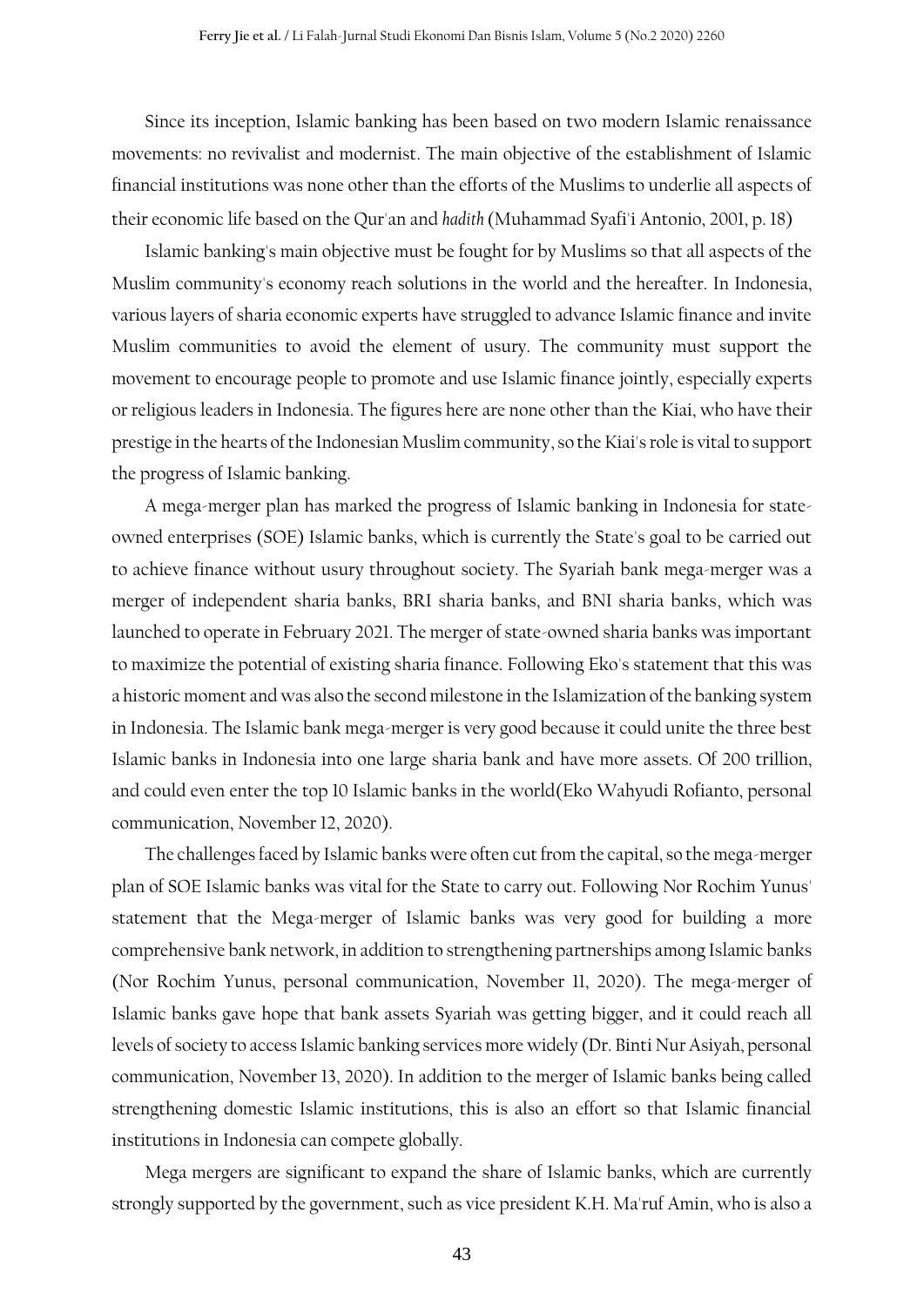Since its inception, Islamic banking has been based on two modern Islamic renaissance movements: no revivalist and modernist. The main objective of the establishment of Islamic financial institutions was none other than the efforts of the Muslims to underlie all aspects of their economic life based on the Qur'an and *hadith* (Muhammad Syafi'i Antonio, 2001, p. 18)

Islamic banking's main objective must be fought for by Muslims so that all aspects of the Muslim community's economy reach solutions in the world and the hereafter. In Indonesia, various layers of sharia economic experts have struggled to advance Islamic finance and invite Muslim communities to avoid the element of usury. The community must support the movement to encourage people to promote and use Islamic finance jointly, especially experts or religious leaders in Indonesia. The figures here are none other than the Kiai, who have their prestige in the hearts of the Indonesian Muslim community, so the Kiai's role is vital to support the progress of Islamic banking.

A mega-merger plan has marked the progress of Islamic banking in Indonesia for state-owned enterprises (SOE) Islamic banks, which is currently the State's goal to be carried out to achieve finance without usury throughout society. The Syariah bank mega-merger was a merger of independent sharia banks, BRI sharia banks, and BNI sharia banks, which was launched to operate in February 2021. The merger of state-owned sharia banks was important to maximize the potential of existing sharia finance. Following Eko's statement that this was a historic moment and was also the second milestone in the Islamization of the banking system in Indonesia. The Islamic bank mega-merger is very good because it could unite the three best Islamic banks in Indonesia into one large sharia bank and have more assets. Of 200 trillion, and could even enter the top 10 Islamic banks in the world(Eko Wahyudi Rofianto, personal communication, November 12, 2020).

The challenges faced by Islamic banks were often cut from the capital, so the mega-merger plan of SOE Islamic banks was vital for the State to carry out. Following Nor Rochim Yunus' statement that the Mega-merger of Islamic banks was very good for building a more comprehensive bank network, in addition to strengthening partnerships among Islamic banks (Nor Rochim Yunus, personal communication, November 11, 2020). The mega-merger of Islamic banks gave hope that bank assets Syariah was getting bigger, and it could reach all levels of society to access Islamic banking services more widely (Dr. Binti Nur Asiyah, personal communication, November 13, 2020). In addition to the merger of Islamic banks being called strengthening domestic Islamic institutions, this is also an effort so that Islamic financial institutions in Indonesia can compete globally.

Mega mergers are significant to expand the share of Islamic banks, which are currently strongly supported by the government, such as vice president K.H. Ma'ruf Amin, who is also a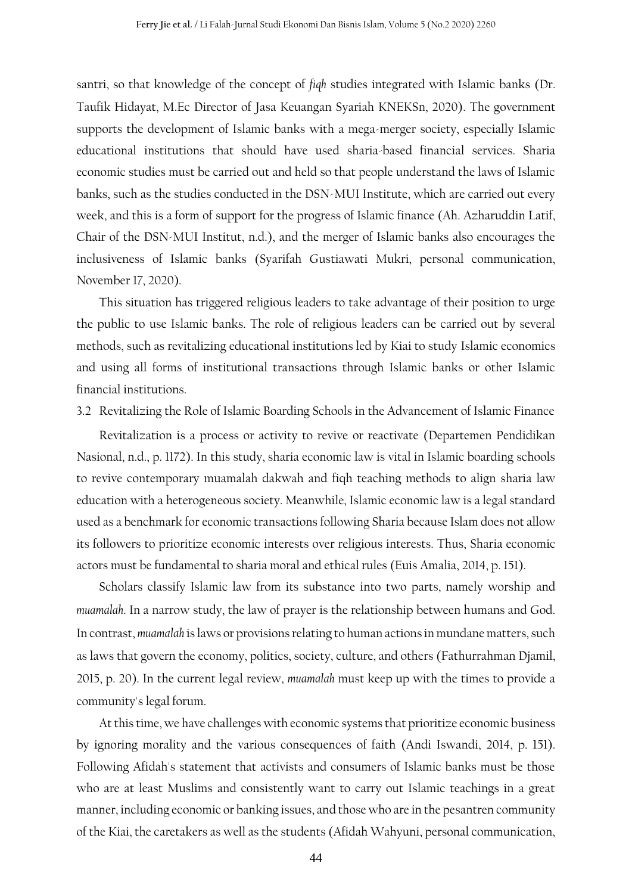santri, so that knowledge of the concept of *fiqh* studies integrated with Islamic banks (Dr. Taufik Hidayat, M.Ec Director of Jasa Keuangan Syariah KNEKSn, 2020). The government supports the development of Islamic banks with a mega-merger society, especially Islamic educational institutions that should have used sharia-based financial services. Sharia economic studies must be carried out and held so that people understand the laws of Islamic banks, such as the studies conducted in the DSN-MUI Institute, which are carried out every week, and this is a form of support for the progress of Islamic finance (Ah. Azharuddin Latif, Chair of the DSN-MUI Institut, n.d.), and the merger of Islamic banks also encourages the inclusiveness of Islamic banks (Syarifah Gustiawati Mukri, personal communication, November 17, 2020).

This situation has triggered religious leaders to take advantage of their position to urge the public to use Islamic banks. The role of religious leaders can be carried out by several methods, such as revitalizing educational institutions led by Kiai to study Islamic economics and using all forms of institutional transactions through Islamic banks or other Islamic financial institutions.

### 3.2 Revitalizing the Role of Islamic Boarding Schools in the Advancement of Islamic Finance

Revitalization is a process or activity to revive or reactivate (Departemen Pendidikan Nasional, n.d., p. 1172). In this study, sharia economic law is vital in Islamic boarding schools to revive contemporary muamalah dakwah and fiqh teaching methods to align sharia law education with a heterogeneous society. Meanwhile, Islamic economic law is a legal standard used as a benchmark for economic transactions following Sharia because Islam does not allow its followers to prioritize economic interests over religious interests. Thus, Sharia economic actors must be fundamental to sharia moral and ethical rules (Euis Amalia, 2014, p. 151).

Scholars classify Islamic law from its substance into two parts, namely worship and *muamalah*. In a narrow study, the law of prayer is the relationship between humans and God. In contrast, *muamalah* is laws or provisions relating to human actions in mundane matters, such as laws that govern the economy, politics, society, culture, and others (Fathurrahman Djamil, 2015, p. 20). In the current legal review, *muamalah* must keep up with the times to provide a community's legal forum.

At this time, we have challenges with economic systems that prioritize economic business by ignoring morality and the various consequences of faith (Andi Iswandi, 2014, p. 151). Following Afidah's statement that activists and consumers of Islamic banks must be those who are at least Muslims and consistently want to carry out Islamic teachings in a great manner, including economic or banking issues, and those who are in the pesantren community of the Kiai, the caretakers as well as the students (Afidah Wahyuni, personal communication,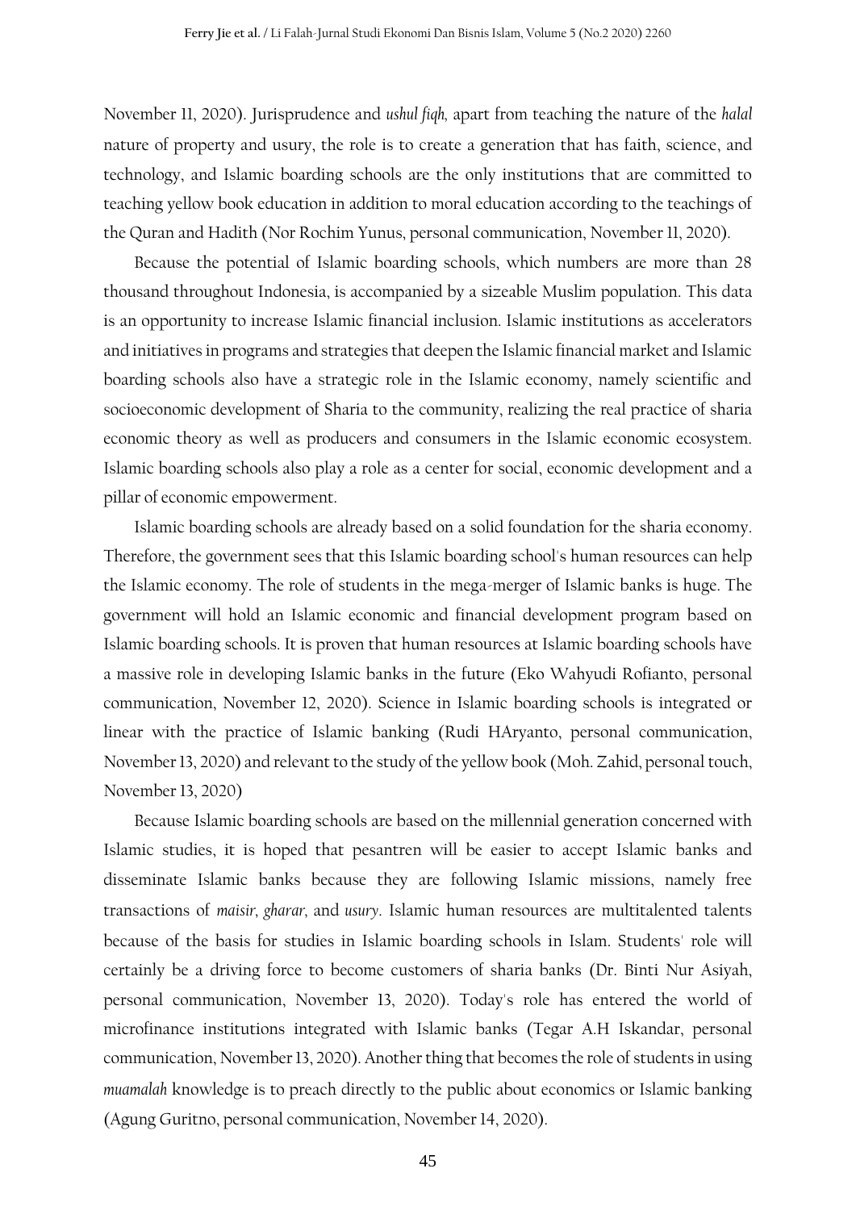November 11, 2020). Jurisprudence and *ushul fiqh,* apart from teaching the nature of the *halal* nature of property and usury, the role is to create a generation that has faith, science, and technology, and Islamic boarding schools are the only institutions that are committed to teaching yellow book education in addition to moral education according to the teachings of the Quran and Hadith (Nor Rochim Yunus, personal communication, November 11, 2020).

Because the potential of Islamic boarding schools, which numbers are more than 28 thousand throughout Indonesia, is accompanied by a sizeable Muslim population. This data is an opportunity to increase Islamic financial inclusion. Islamic institutions as accelerators and initiatives in programs and strategies that deepen the Islamic financial market and Islamic boarding schools also have a strategic role in the Islamic economy, namely scientific and socioeconomic development of Sharia to the community, realizing the real practice of sharia economic theory as well as producers and consumers in the Islamic economic ecosystem. Islamic boarding schools also play a role as a center for social, economic development and a pillar of economic empowerment.

Islamic boarding schools are already based on a solid foundation for the sharia economy. Therefore, the government sees that this Islamic boarding school's human resources can help the Islamic economy. The role of students in the mega-merger of Islamic banks is huge. The government will hold an Islamic economic and financial development program based on Islamic boarding schools. It is proven that human resources at Islamic boarding schools have a massive role in developing Islamic banks in the future (Eko Wahyudi Rofianto, personal communication, November 12, 2020). Science in Islamic boarding schools is integrated or linear with the practice of Islamic banking (Rudi HAryanto, personal communication, November 13, 2020) and relevant to the study of the yellow book (Moh. Zahid, personal touch, November 13, 2020)

Because Islamic boarding schools are based on the millennial generation concerned with Islamic studies, it is hoped that pesantren will be easier to accept Islamic banks and disseminate Islamic banks because they are following Islamic missions, namely free transactions of *maisir, gharar,* and *usury*. Islamic human resources are multitalented talents because of the basis for studies in Islamic boarding schools in Islam. Students' role will certainly be a driving force to become customers of sharia banks (Dr. Binti Nur Asiyah, personal communication, November 13, 2020). Today's role has entered the world of microfinance institutions integrated with Islamic banks (Tegar A.H Iskandar, personal communication, November 13, 2020). Another thing that becomes the role of students in using *muamalah* knowledge is to preach directly to the public about economics or Islamic banking (Agung Guritno, personal communication, November 14, 2020).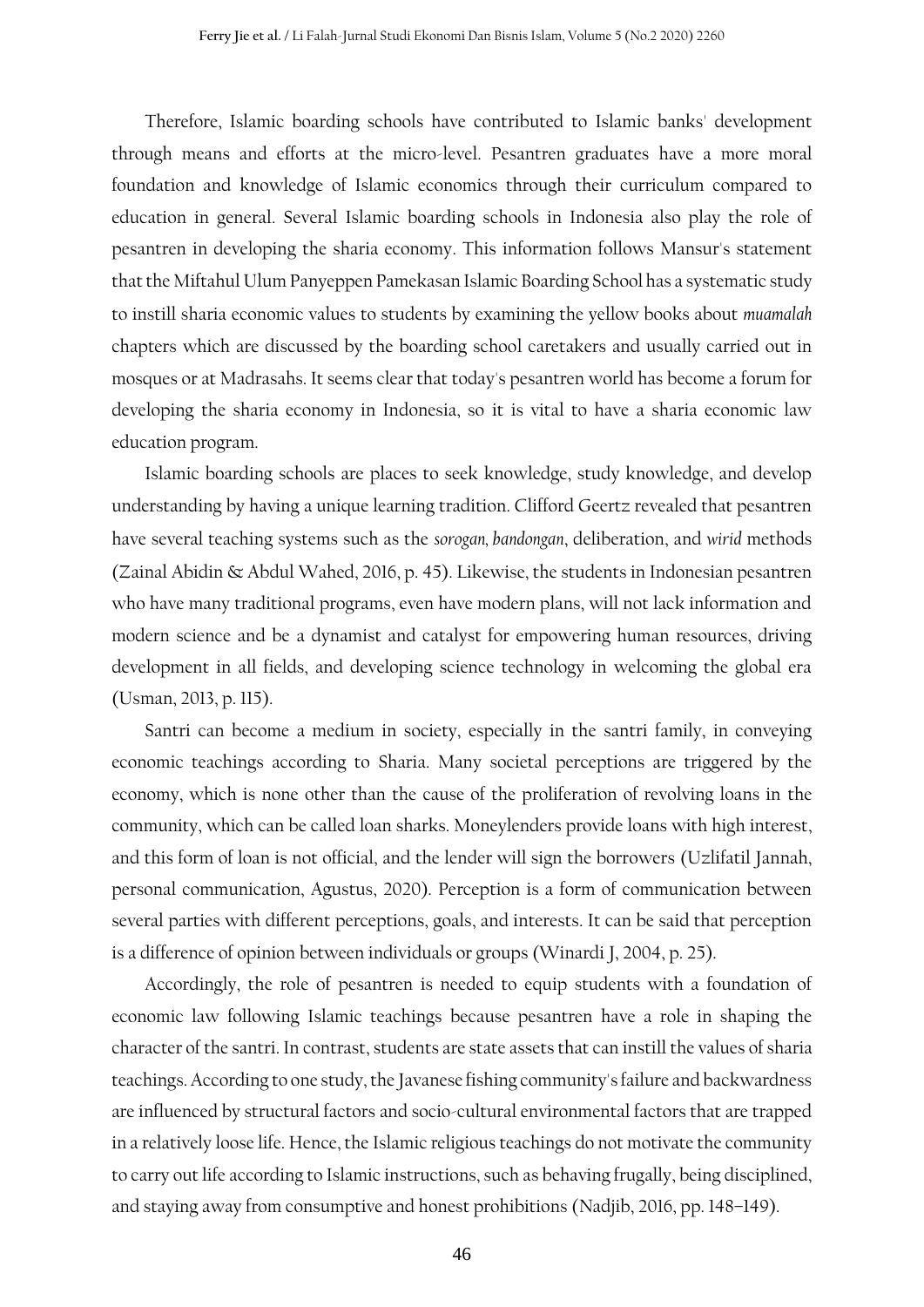Therefore, Islamic boarding schools have contributed to Islamic banks' development through means and efforts at the micro-level. Pesantren graduates have a more moral foundation and knowledge of Islamic economics through their curriculum compared to education in general. Several Islamic boarding schools in Indonesia also play the role of pesantren in developing the sharia economy. This information follows Mansur's statement that the Miftahul Ulum Panyeppen Pamekasan Islamic Boarding School has a systematic study to instill sharia economic values to students by examining the yellow books about *muamalah* chapters which are discussed by the boarding school caretakers and usually carried out in mosques or at Madrasahs. It seems clear that today's pesantren world has become a forum for developing the sharia economy in Indonesia, so it is vital to have a sharia economic law education program.

Islamic boarding schools are places to seek knowledge, study knowledge, and develop understanding by having a unique learning tradition. Clifford Geertz revealed that pesantren have several teaching systems such as the *sorogan*, *bandongan*, deliberation, and *wirid* methods (Zainal Abidin & Abdul Wahed, 2016, p. 45). Likewise, the students in Indonesian pesantren who have many traditional programs, even have modern plans, will not lack information and modern science and be a dynamist and catalyst for empowering human resources, driving development in all fields, and developing science technology in welcoming the global era (Usman, 2013, p. 115).

Santri can become a medium in society, especially in the santri family, in conveying economic teachings according to Sharia. Many societal perceptions are triggered by the economy, which is none other than the cause of the proliferation of revolving loans in the community, which can be called loan sharks. Moneylenders provide loans with high interest, and this form of loan is not official, and the lender will sign the borrowers (Uzlifatil Jannah, personal communication, Agustus, 2020). Perception is a form of communication between several parties with different perceptions, goals, and interests. It can be said that perception is a difference of opinion between individuals or groups (Winardi J, 2004, p. 25).

Accordingly, the role of pesantren is needed to equip students with a foundation of economic law following Islamic teachings because pesantren have a role in shaping the character of the santri. In contrast, students are state assets that can instill the values of sharia teachings. According to one study, the Javanese fishing community's failure and backwardness are influenced by structural factors and socio-cultural environmental factors that are trapped in a relatively loose life. Hence, the Islamic religious teachings do not motivate the community to carry out life according to Islamic instructions, such as behaving frugally, being disciplined, and staying away from consumptive and honest prohibitions (Nadjib, 2016, pp. 148–149).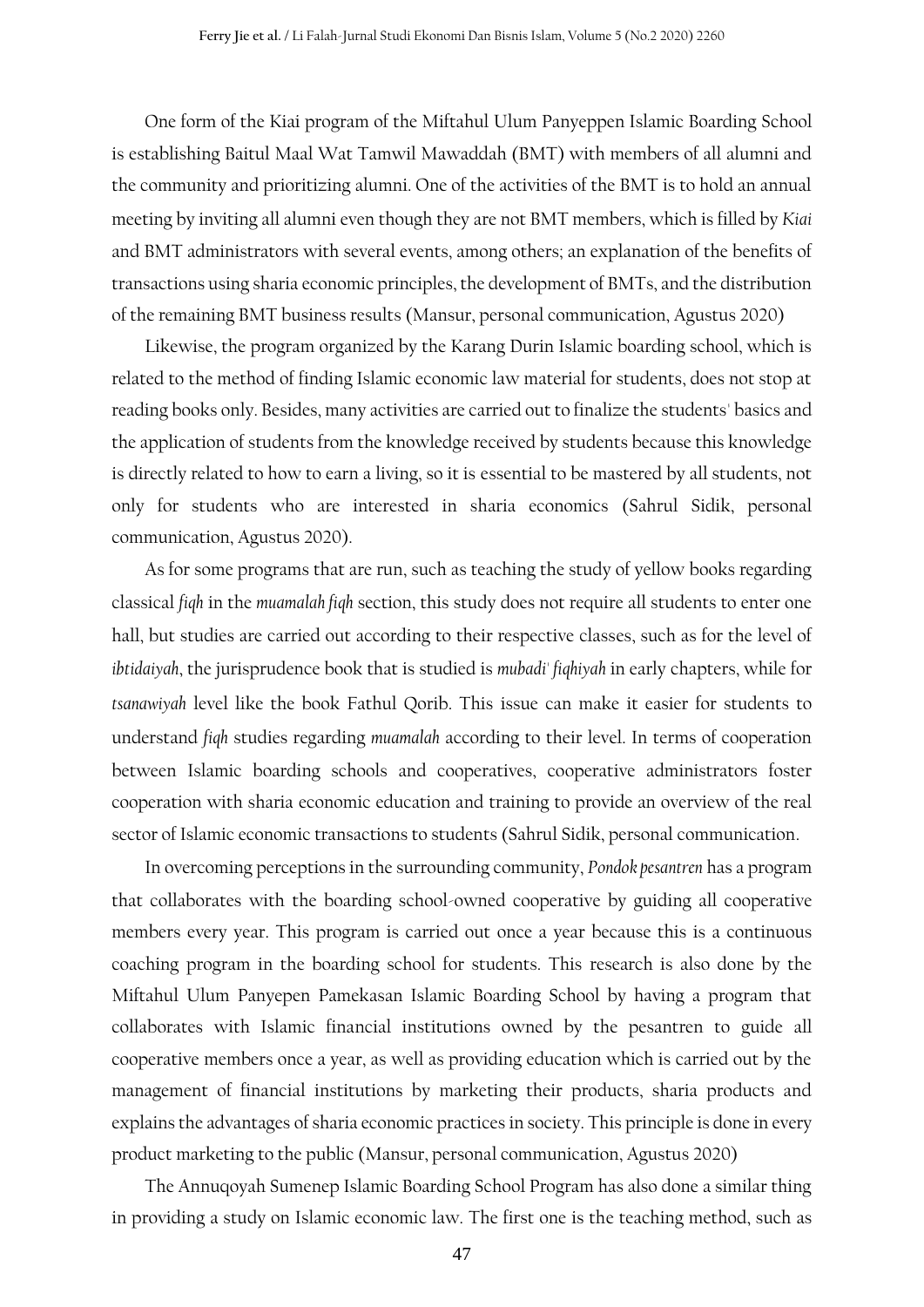One form of the Kiai program of the Miftahul Ulum Panyeppen Islamic Boarding School is establishing Baitul Maal Wat Tamwil Mawaddah (BMT) with members of all alumni and the community and prioritizing alumni. One of the activities of the BMT is to hold an annual meeting by inviting all alumni even though they are not BMT members, which is filled by *Kiai* and BMT administrators with several events, among others; an explanation of the benefits of transactions using sharia economic principles, the development of BMTs, and the distribution of the remaining BMT business results (Mansur, personal communication, Agustus 2020)

Likewise, the program organized by the Karang Durin Islamic boarding school, which is related to the method of finding Islamic economic law material for students, does not stop at reading books only. Besides, many activities are carried out to finalize the students' basics and the application of students from the knowledge received by students because this knowledge is directly related to how to earn a living, so it is essential to be mastered by all students, not only for students who are interested in sharia economics (Sahrul Sidik, personal communication, Agustus 2020).

As for some programs that are run, such as teaching the study of yellow books regarding classical *fiqh* in the *muamalah fiqh* section, this study does not require all students to enter one hall, but studies are carried out according to their respective classes, such as for the level of *ibtidaiyah*, the jurisprudence book that is studied is *mubadi' fiqhiyah* in early chapters, while for *tsanawiyah* level like the book Fathul Qorib. This issue can make it easier for students to understand *fiqh* studies regarding *muamalah* according to their level. In terms of cooperation between Islamic boarding schools and cooperatives, cooperative administrators foster cooperation with sharia economic education and training to provide an overview of the real sector of Islamic economic transactions to students (Sahrul Sidik, personal communication.

In overcoming perceptions in the surrounding community, *Pondok pesantren* has a program that collaborates with the boarding school-owned cooperative by guiding all cooperative members every year. This program is carried out once a year because this is a continuous coaching program in the boarding school for students. This research is also done by the Miftahul Ulum Panyepen Pamekasan Islamic Boarding School by having a program that collaborates with Islamic financial institutions owned by the pesantren to guide all cooperative members once a year, as well as providing education which is carried out by the management of financial institutions by marketing their products, sharia products and explains the advantages of sharia economic practices in society. This principle is done in every product marketing to the public (Mansur, personal communication, Agustus 2020)

The Annuqoyah Sumenep Islamic Boarding School Program has also done a similar thing in providing a study on Islamic economic law. The first one is the teaching method, such as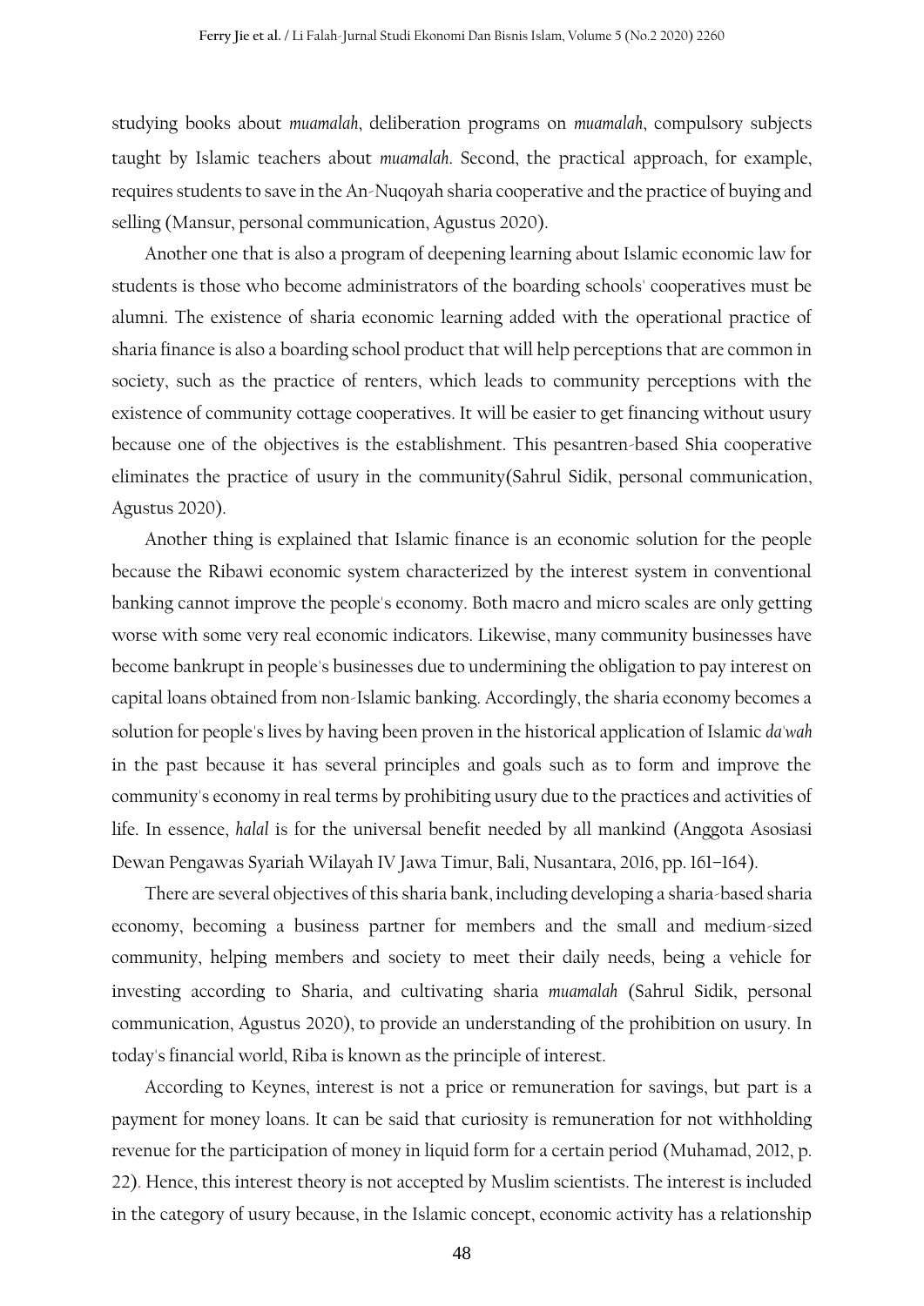studying books about *muamalah*, deliberation programs on *muamalah*, compulsory subjects taught by Islamic teachers about *muamalah*. Second, the practical approach, for example, requires students to save in the An-Nuqoyah sharia cooperative and the practice of buying and selling (Mansur, personal communication, Agustus 2020).

Another one that is also a program of deepening learning about Islamic economic law for students is those who become administrators of the boarding schools' cooperatives must be alumni. The existence of sharia economic learning added with the operational practice of sharia finance is also a boarding school product that will help perceptions that are common in society, such as the practice of renters, which leads to community perceptions with the existence of community cottage cooperatives. It will be easier to get financing without usury because one of the objectives is the establishment. This pesantren-based Shia cooperative eliminates the practice of usury in the community(Sahrul Sidik, personal communication, Agustus 2020).

Another thing is explained that Islamic finance is an economic solution for the people because the Ribawi economic system characterized by the interest system in conventional banking cannot improve the people's economy. Both macro and micro scales are only getting worse with some very real economic indicators. Likewise, many community businesses have become bankrupt in people's businesses due to undermining the obligation to pay interest on capital loans obtained from non-Islamic banking. Accordingly, the sharia economy becomes a solution for people's lives by having been proven in the historical application of Islamic *da'wah* in the past because it has several principles and goals such as to form and improve the community's economy in real terms by prohibiting usury due to the practices and activities of life. In essence, *halal* is for the universal benefit needed by all mankind (Anggota Asosiasi Dewan Pengawas Syariah Wilayah IV Jawa Timur, Bali, Nusantara, 2016, pp. 161–164).

There are several objectives of this sharia bank, including developing a sharia-based sharia economy, becoming a business partner for members and the small and medium-sized community, helping members and society to meet their daily needs, being a vehicle for investing according to Sharia, and cultivating sharia *muamalah* (Sahrul Sidik, personal communication, Agustus 2020), to provide an understanding of the prohibition on usury. In today's financial world, Riba is known as the principle of interest.

According to Keynes, interest is not a price or remuneration for savings, but part is a payment for money loans. It can be said that curiosity is remuneration for not withholding revenue for the participation of money in liquid form for a certain period (Muhamad, 2012, p. 22). Hence, this interest theory is not accepted by Muslim scientists. The interest is included in the category of usury because, in the Islamic concept, economic activity has a relationship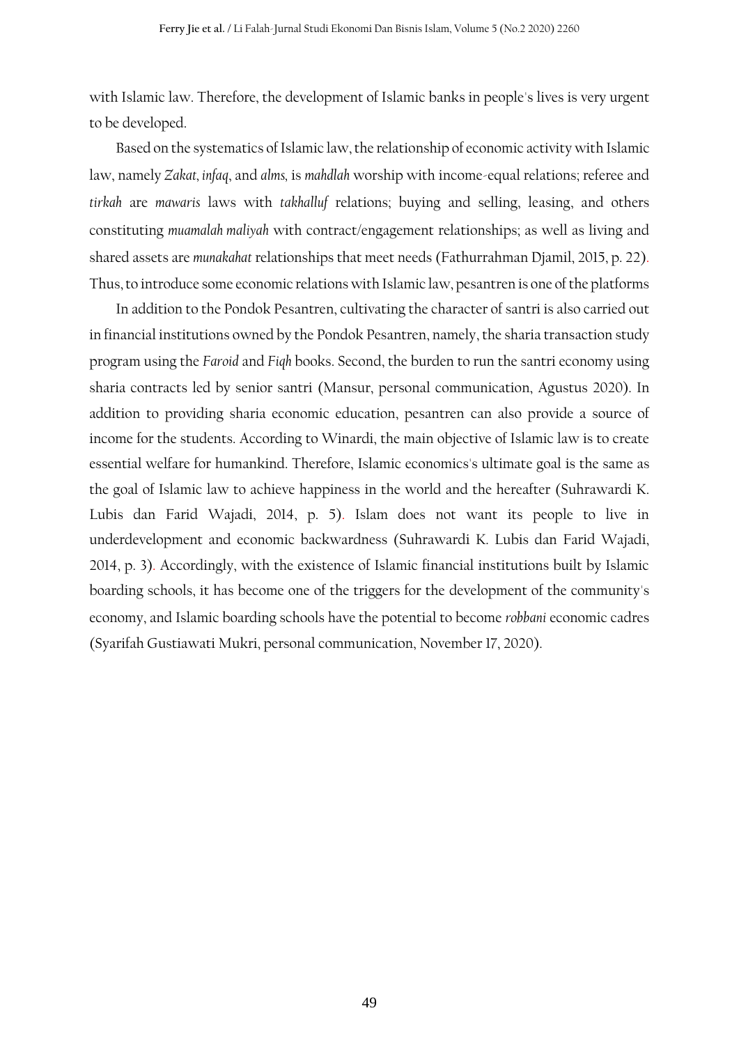with Islamic law. Therefore, the development of Islamic banks in people's lives is very urgent to be developed.

Based on the systematics of Islamic law, the relationship of economic activity with Islamic law, namely *Zakat*, *infaq*, and *alms*, is *mahdlah* worship with income-equal relations; referee and *tirkah* are *mawaris* laws with *takhalluf* relations; buying and selling, leasing, and others constituting *muamalah maliyah* with contract/engagement relationships; as well as living and shared assets are *munakahat* relationships that meet needs (Fathurrahman Djamil, 2015, p. 22). Thus, to introduce some economic relations with Islamic law, pesantren is one of the platforms

In addition to the Pondok Pesantren, cultivating the character of santri is also carried out in financial institutions owned by the Pondok Pesantren, namely, the sharia transaction study program using the *Faroid* and *Fiqh* books. Second, the burden to run the santri economy using sharia contracts led by senior santri (Mansur, personal communication, Agustus 2020). In addition to providing sharia economic education, pesantren can also provide a source of income for the students. According to Winardi, the main objective of Islamic law is to create essential welfare for humankind. Therefore, Islamic economics's ultimate goal is the same as the goal of Islamic law to achieve happiness in the world and the hereafter (Suhrawardi K. Lubis dan Farid Wajadi, 2014, p. 5). Islam does not want its people to live in underdevelopment and economic backwardness (Suhrawardi K. Lubis dan Farid Wajadi, 2014, p. 3). Accordingly, with the existence of Islamic financial institutions built by Islamic boarding schools, it has become one of the triggers for the development of the community's economy, and Islamic boarding schools have the potential to become *robbani* economic cadres (Syarifah Gustiawati Mukri, personal communication, November 17, 2020).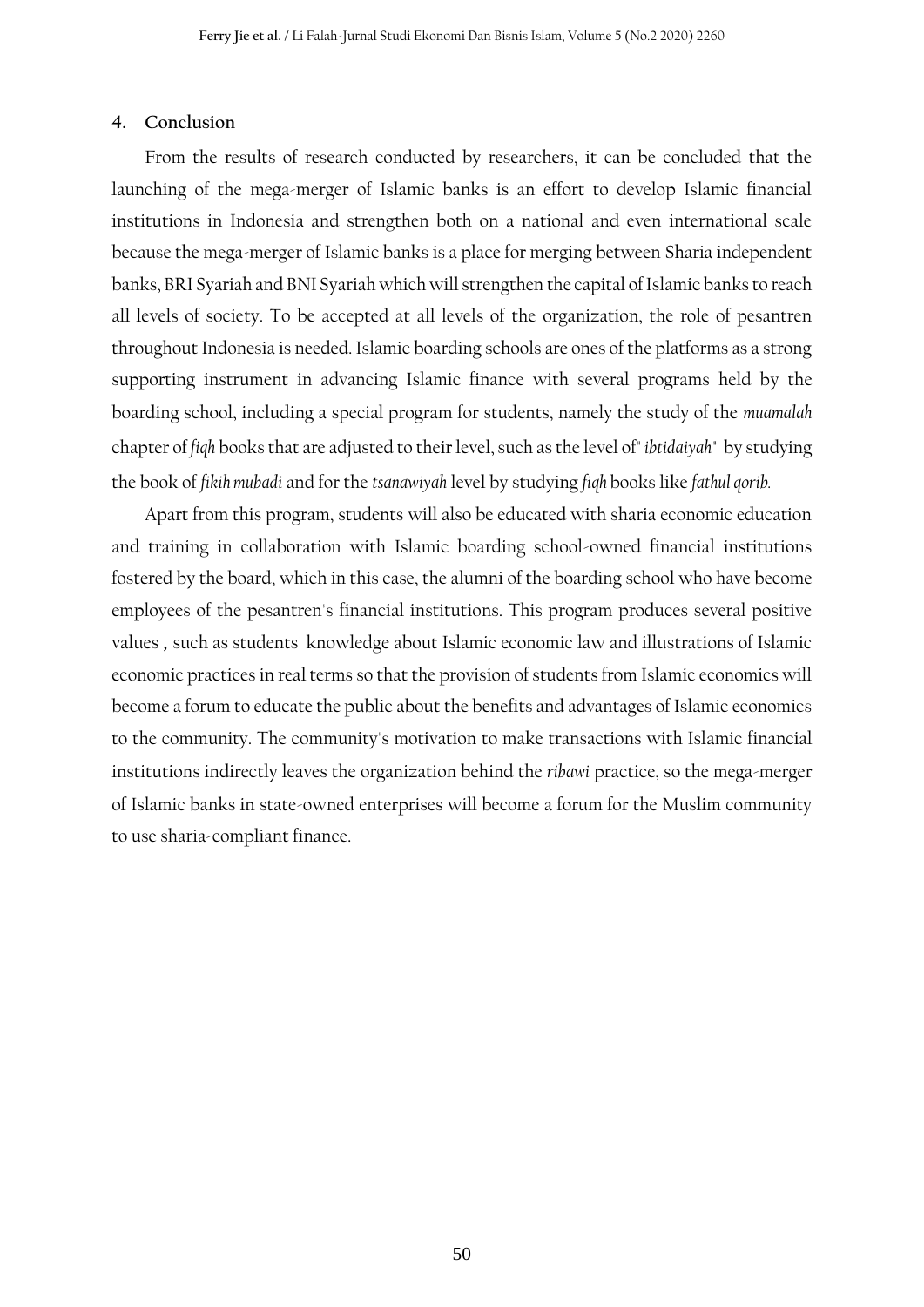## 4. Conclusion

From the results of research conducted by researchers, it can be concluded that the launching of the mega-merger of Islamic banks is an effort to develop Islamic financial institutions in Indonesia and strengthen both on a national and even international scale because the mega-merger of Islamic banks is a place for merging between Sharia independent banks, BRI Syariah and BNI Syariah which will strengthen the capital of Islamic banks to reach all levels of society. To be accepted at all levels of the organization, the role of pesantren throughout Indonesia is needed. Islamic boarding schools are ones of the platforms as a strong supporting instrument in advancing Islamic finance with several programs held by the boarding school, including a special program for students, namely the study of the *muamalah* chapter of *fiqh* books that are adjusted to their level, such as the level of" *ibtidaiyah*" by studying the book of *fikih mubadi* and for the *tsanawiyah* level by studying *fiqh* books like *fathul qorib*.

Apart from this program, students will also be educated with sharia economic education and training in collaboration with Islamic boarding school-owned financial institutions fostered by the board, which in this case, the alumni of the boarding school who have become employees of the pesantren's financial institutions. This program produces several positive values , such as students' knowledge about Islamic economic law and illustrations of Islamic economic practices in real terms so that the provision of students from Islamic economics will become a forum to educate the public about the benefits and advantages of Islamic economics to the community. The community's motivation to make transactions with Islamic financial institutions indirectly leaves the organization behind the *ribawi* practice, so the mega-merger of Islamic banks in state-owned enterprises will become a forum for the Muslim community to use sharia-compliant finance.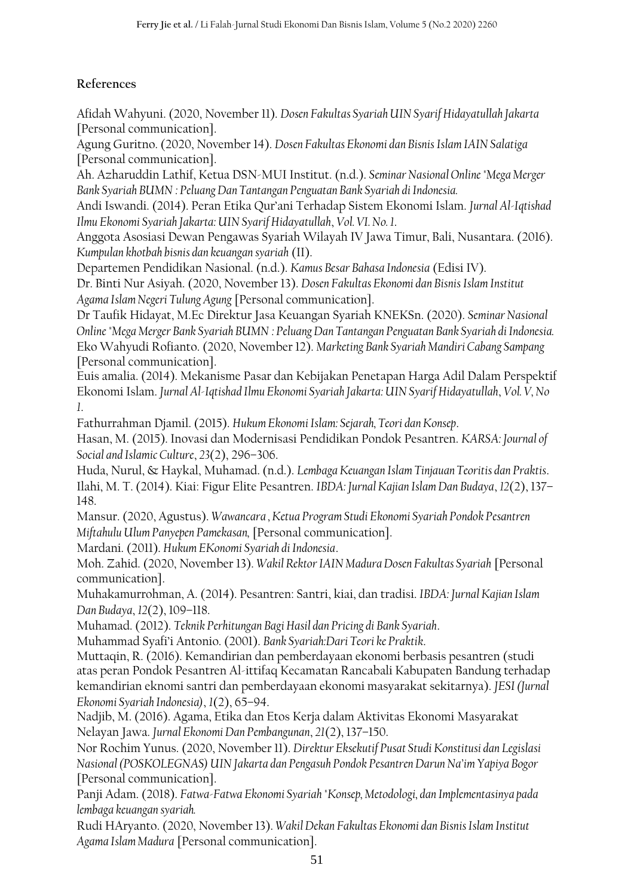## References

Afidah Wahyuni. (2020, November 11). *Dosen Fakultas Syariah UIN Syarif Hidayatullah Jakarta* [Personal communication].

Agung Guritno. (2020, November 14). *Dosen Fakultas Ekonomi dan Bisnis Islam IAIN Salatiga* [Personal communication].

Ah. Azharuddin Lathif, Ketua DSN-MUI Institut. (n.d.). *Seminar Nasional Online "Mega Merger Bank Syariah BUMN : Peluang Dan Tantangan Penguatan Bank Syariah di Indonesia.*

Andi Iswandi. (2014). Peran Etika Qur'ani Terhadap Sistem Ekonomi Islam. *Jurnal Al-Iqtishad Ilmu Ekonomi Syariah Jakarta: UIN Syarif Hidayatullah*, *Vol. VI. No. 1.*

Anggota Asosiasi Dewan Pengawas Syariah Wilayah IV Jawa Timur, Bali, Nusantara. (2016). *Kumpulan khotbah bisnis dan keuangan syariah* (II).

Departemen Pendidikan Nasional. (n.d.). *Kamus Besar Bahasa Indonesia* (Edisi IV).

Dr. Binti Nur Asiyah. (2020, November 13). *Dosen Fakultas Ekonomi dan Bisnis Islam Institut Agama Islam Negeri Tulung Agung* [Personal communication].

Dr Taufik Hidayat, M.Ec Direktur Jasa Keuangan Syariah KNEKSn. (2020). *Seminar Nasional Online "Mega Merger Bank Syariah BUMN : Peluang Dan Tantangan Penguatan Bank Syariah di Indonesia.*

Eko Wahyudi Rofianto. (2020, November 12). *Marketing Bank Syariah Mandiri Cabang Sampang* [Personal communication].

Euis amalia. (2014). Mekanisme Pasar dan Kebijakan Penetapan Harga Adil Dalam Perspektif Ekonomi Islam. *Jurnal Al-Iqtishad Ilmu Ekonomi Syariah Jakarta: UIN Syarif Hidayatullah*, *Vol. V, No 1.*

Fathurrahman Djamil. (2015). *Hukum Ekonomi Islam: Sejarah, Teori dan Konsep*.

Hasan, M. (2015). Inovasi dan Modernisasi Pendidikan Pondok Pesantren. *KARSA: Journal of Social and Islamic Culture*, *23*(2), 296–306.

Huda, Nurul, & Haykal, Muhamad. (n.d.). *Lembaga Keuangan Islam Tinjauan Teoritis dan Praktis*.

Ilahi, M. T. (2014). Kiai: Figur Elite Pesantren. *IBDA: Jurnal Kajian Islam Dan Budaya*, *12*(2), 137–148.

Mansur. (2020, Agustus). *Wawancara , Ketua Program Studi Ekonomi Syariah Pondok Pesantren Miftahulu Ulum Panyepen Pamekasan,* [Personal communication].

Mardani. (2011). *Hukum EKonomi Syariah di Indonesia*.

Moh. Zahid. (2020, November 13). *Wakil Rektor IAIN Madura Dosen Fakultas Syariah* [Personal communication].

Muhakamurrohman, A. (2014). Pesantren: Santri, kiai, dan tradisi. *IBDA: Jurnal Kajian Islam Dan Budaya*, *12*(2), 109–118.

Muhamad. (2012). *Teknik Perhitungan Bagi Hasil dan Pricing di Bank Syariah*.

Muhammad Syafi'i Antonio. (2001). *Bank Syariah:Dari Teori ke Praktik*.

Muttaqin, R. (2016). Kemandirian dan pemberdayaan ekonomi berbasis pesantren (studi atas peran Pondok Pesantren Al-ittifaq Kecamatan Rancabali Kabupaten Bandung terhadap kemandirian eknomi santri dan pemberdayaan ekonomi masyarakat sekitarnya). *JESI (Jurnal Ekonomi Syariah Indonesia)*, *1*(2), 65–94.

Nadjib, M. (2016). Agama, Etika dan Etos Kerja dalam Aktivitas Ekonomi Masyarakat Nelayan Jawa. *Jurnal Ekonomi Dan Pembangunan*, *21*(2), 137–150.

Nor Rochim Yunus. (2020, November 11). *Direktur Eksekutif Pusat Studi Konstitusi dan Legislasi Nasional (POSKOLEGNAS) UIN Jakarta dan Pengasuh Pondok Pesantren Darun Na'im Yapiya Bogor* [Personal communication].

Panji Adam. (2018). *Fatwa-Fatwa Ekonomi Syariah "Konsep, Metodologi, dan Implementasinya pada lembaga keuangan syariah.*

Rudi HAryanto. (2020, November 13). *Wakil Dekan Fakultas Ekonomi dan Bisnis Islam Institut Agama Islam Madura* [Personal communication].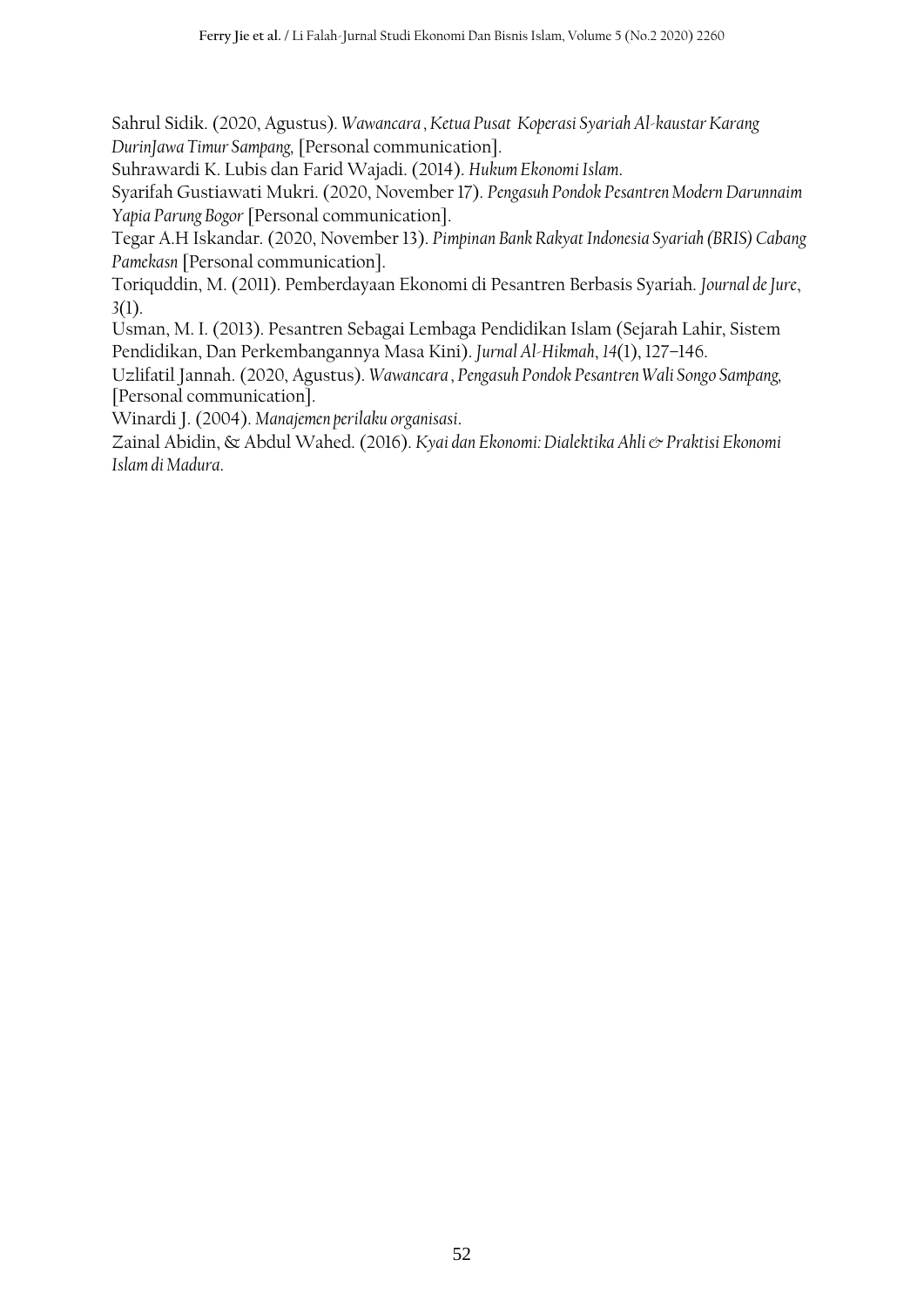Sahrul Sidik. (2020, Agustus). *Wawancara , Ketua Pusat Koperasi Syariah Al-kaustar Karang DurinJawa Timur Sampang,* [Personal communication].

Suhrawardi K. Lubis dan Farid Wajadi. (2014). *Hukum Ekonomi Islam*.

Syarifah Gustiawati Mukri. (2020, November 17). *Pengasuh Pondok Pesantren Modern Darunnaim Yapia Parung Bogor* [Personal communication].

Tegar A.H Iskandar. (2020, November 13). *Pimpinan Bank Rakyat Indonesia Syariah (BRIS) Cabang Pamekasn* [Personal communication].

Toriquddin, M. (2011). Pemberdayaan Ekonomi di Pesantren Berbasis Syariah. *Journal de Jure*, *3*(1).

Usman, M. I. (2013). Pesantren Sebagai Lembaga Pendidikan Islam (Sejarah Lahir, Sistem Pendidikan, Dan Perkembangannya Masa Kini). *Jurnal Al-Hikmah*, *14*(1), 127–146.

Uzlifatil Jannah. (2020, Agustus). *Wawancara , Pengasuh Pondok Pesantren Wali Songo Sampang,* [Personal communication].

Winardi J. (2004). *Manajemen perilaku organisasi*.

Zainal Abidin, & Abdul Wahed. (2016). *Kyai dan Ekonomi: Dialektika Ahli & Praktisi Ekonomi Islam di Madura*.